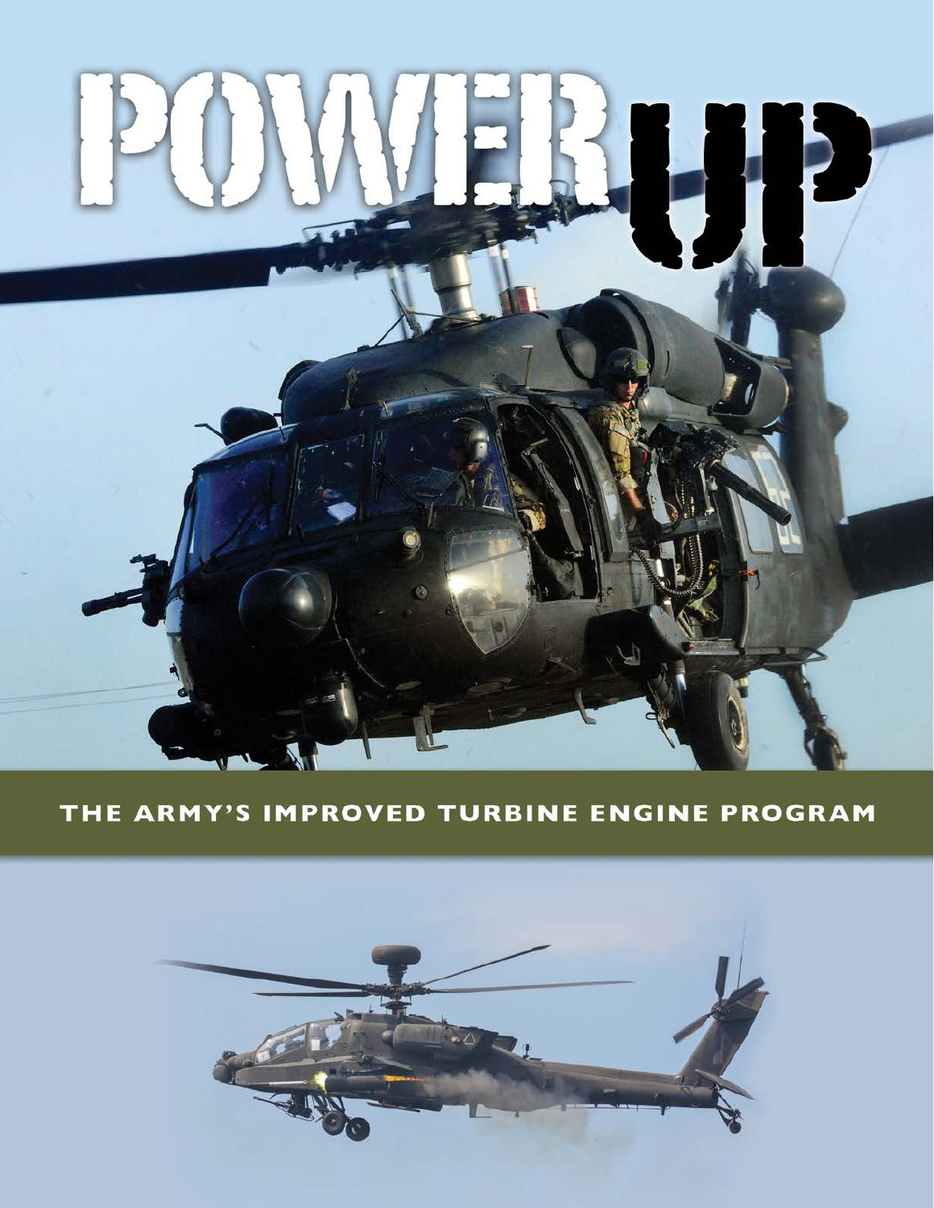# POWER UP

## THE ARMY'S IMPROVED TURBINE ENGINE PROGRAM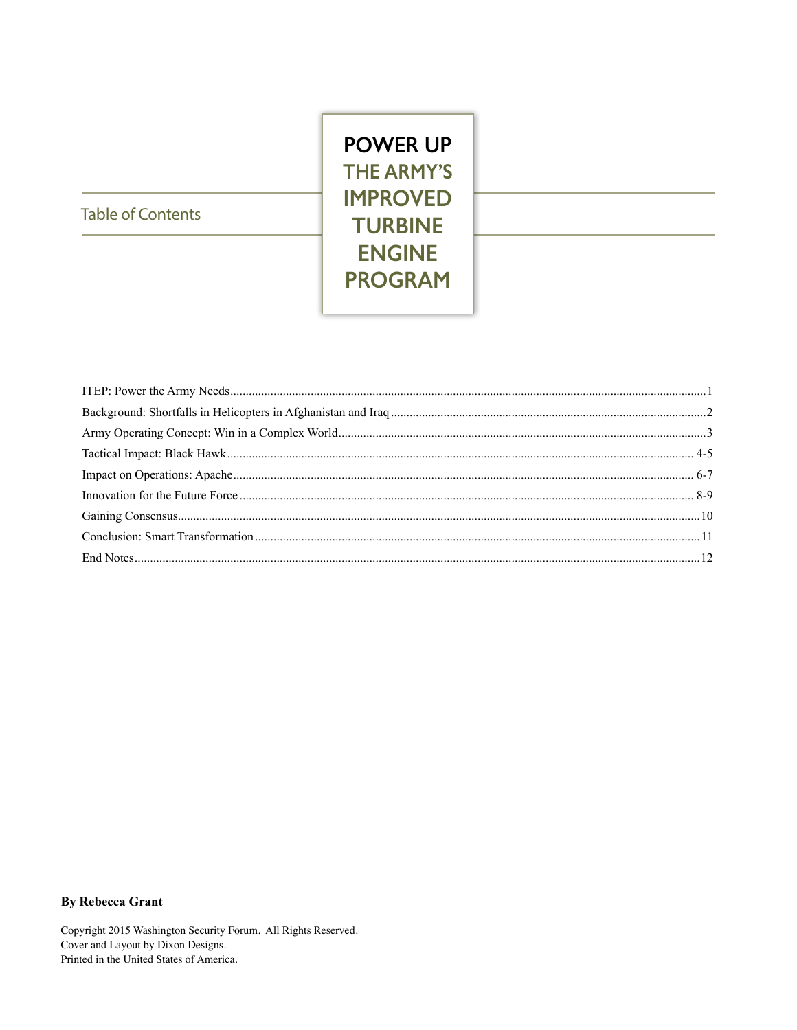# POWER UP

## THE ARMY'S IMPROVED TURBINE ENGINE PROGRAM

## Table of Contents

ITEP: Power the Army Needs......1

Background: Shortfalls in Helicopters in Afghanistan and Iraq......2

Army Operating Concept: Win in a Complex World......3

Tactical Impact: Black Hawk......4-5

Impact on Operations: Apache......6-7

Innovation for the Future Force......8-9

Gaining Consensus......10

Conclusion: Smart Transformation......11

End Notes......12

**By Rebecca Grant**

Copyright 2015 Washington Security Forum. All Rights Reserved.
Cover and Layout by Dixon Designs.
Printed in the United States of America.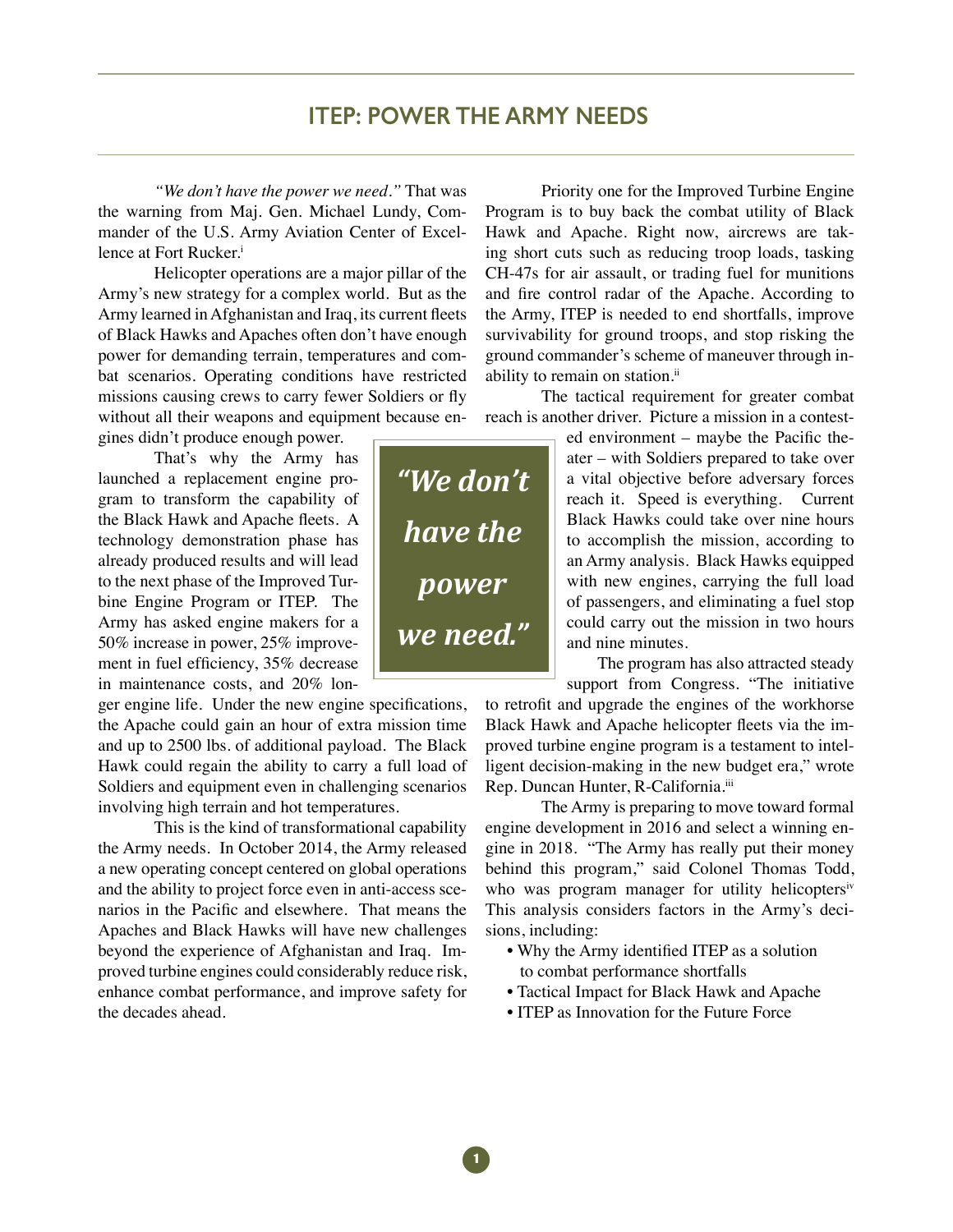## ITEP: POWER THE ARMY NEEDS

*"We don't have the power we need."* That was the warning from Maj. Gen. Michael Lundy, Commander of the U.S. Army Aviation Center of Excellence at Fort Rucker.[i]

Helicopter operations are a major pillar of the Army's new strategy for a complex world. But as the Army learned in Afghanistan and Iraq, its current fleets of Black Hawks and Apaches often don't have enough power for demanding terrain, temperatures and combat scenarios. Operating conditions have restricted missions causing crews to carry fewer Soldiers or fly without all their weapons and equipment because engines didn't produce enough power.

That's why the Army has launched a replacement engine program to transform the capability of the Black Hawk and Apache fleets. A technology demonstration phase has already produced results and will lead to the next phase of the Improved Turbine Engine Program or ITEP. The Army has asked engine makers for a 50% increase in power, 25% improvement in fuel efficiency, 35% decrease in maintenance costs, and 20% longer engine life. Under the new engine specifications, the Apache could gain an hour of extra mission time and up to 2500 lbs. of additional payload. The Black Hawk could regain the ability to carry a full load of Soldiers and equipment even in challenging scenarios involving high terrain and hot temperatures.

> ***"We don't have the power we need."***

This is the kind of transformational capability the Army needs. In October 2014, the Army released a new operating concept centered on global operations and the ability to project force even in anti-access scenarios in the Pacific and elsewhere. That means the Apaches and Black Hawks will have new challenges beyond the experience of Afghanistan and Iraq. Improved turbine engines could considerably reduce risk, enhance combat performance, and improve safety for the decades ahead.

Priority one for the Improved Turbine Engine Program is to buy back the combat utility of Black Hawk and Apache. Right now, aircrews are taking short cuts such as reducing troop loads, tasking CH-47s for air assault, or trading fuel for munitions and fire control radar of the Apache. According to the Army, ITEP is needed to end shortfalls, improve survivability for ground troops, and stop risking the ground commander's scheme of maneuver through inability to remain on station.[ii]

The tactical requirement for greater combat reach is another driver. Picture a mission in a contested environment – maybe the Pacific theater – with Soldiers prepared to take over a vital objective before adversary forces reach it. Speed is everything. Current Black Hawks could take over nine hours to accomplish the mission, according to an Army analysis. Black Hawks equipped with new engines, carrying the full load of passengers, and eliminating a fuel stop could carry out the mission in two hours and nine minutes.

The program has also attracted steady support from Congress. "The initiative to retrofit and upgrade the engines of the workhorse Black Hawk and Apache helicopter fleets via the improved turbine engine program is a testament to intelligent decision-making in the new budget era," wrote Rep. Duncan Hunter, R-California.[iii]

The Army is preparing to move toward formal engine development in 2016 and select a winning engine in 2018. "The Army has really put their money behind this program," said Colonel Thomas Todd, who was program manager for utility helicopters[iv] This analysis considers factors in the Army's decisions, including:

- Why the Army identified ITEP as a solution to combat performance shortfalls
- Tactical Impact for Black Hawk and Apache
- ITEP as Innovation for the Future Force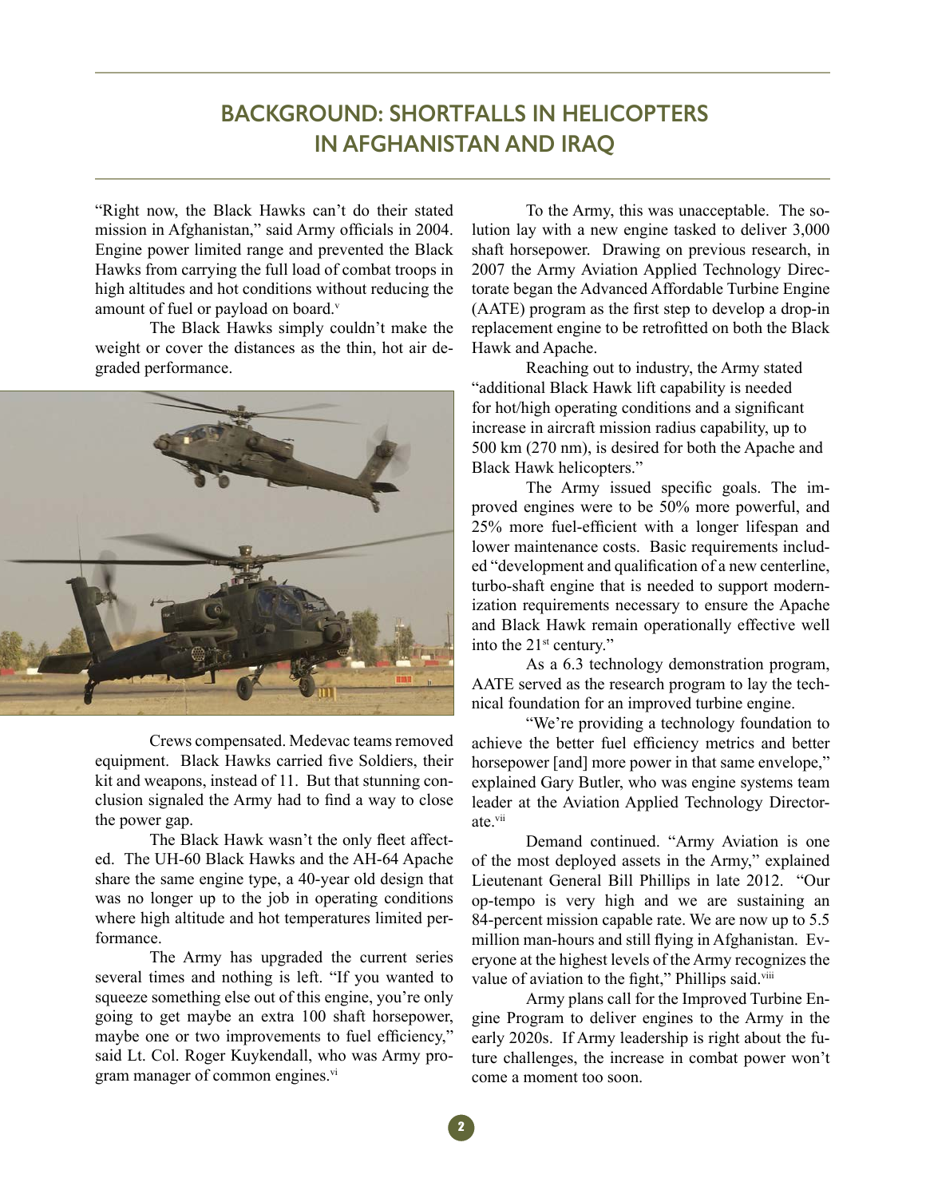# BACKGROUND: SHORTFALLS IN HELICOPTERS IN AFGHANISTAN AND IRAQ

"Right now, the Black Hawks can't do their stated mission in Afghanistan," said Army officials in 2004. Engine power limited range and prevented the Black Hawks from carrying the full load of combat troops in high altitudes and hot conditions without reducing the amount of fuel or payload on board.[v]

The Black Hawks simply couldn't make the weight or cover the distances as the thin, hot air degraded performance.

Crews compensated. Medevac teams removed equipment. Black Hawks carried five Soldiers, their kit and weapons, instead of 11. But that stunning conclusion signaled the Army had to find a way to close the power gap.

The Black Hawk wasn't the only fleet affected. The UH-60 Black Hawks and the AH-64 Apache share the same engine type, a 40-year old design that was no longer up to the job in operating conditions where high altitude and hot temperatures limited performance.

The Army has upgraded the current series several times and nothing is left. "If you wanted to squeeze something else out of this engine, you're only going to get maybe an extra 100 shaft horsepower, maybe one or two improvements to fuel efficiency," said Lt. Col. Roger Kuykendall, who was Army program manager of common engines.[vi]

To the Army, this was unacceptable. The solution lay with a new engine tasked to deliver 3,000 shaft horsepower. Drawing on previous research, in 2007 the Army Aviation Applied Technology Directorate began the Advanced Affordable Turbine Engine (AATE) program as the first step to develop a drop-in replacement engine to be retrofitted on both the Black Hawk and Apache.

Reaching out to industry, the Army stated "additional Black Hawk lift capability is needed for hot/high operating conditions and a significant increase in aircraft mission radius capability, up to 500 km (270 nm), is desired for both the Apache and Black Hawk helicopters."

The Army issued specific goals. The improved engines were to be 50% more powerful, and 25% more fuel-efficient with a longer lifespan and lower maintenance costs. Basic requirements included "development and qualification of a new centerline, turbo-shaft engine that is needed to support modernization requirements necessary to ensure the Apache and Black Hawk remain operationally effective well into the 21st century."

As a 6.3 technology demonstration program, AATE served as the research program to lay the technical foundation for an improved turbine engine.

"We're providing a technology foundation to achieve the better fuel efficiency metrics and better horsepower [and] more power in that same envelope," explained Gary Butler, who was engine systems team leader at the Aviation Applied Technology Directorate.[vii]

Demand continued. "Army Aviation is one of the most deployed assets in the Army," explained Lieutenant General Bill Phillips in late 2012. "Our op-tempo is very high and we are sustaining an 84-percent mission capable rate. We are now up to 5.5 million man-hours and still flying in Afghanistan. Everyone at the highest levels of the Army recognizes the value of aviation to the fight," Phillips said.[viii]

Army plans call for the Improved Turbine Engine Program to deliver engines to the Army in the early 2020s. If Army leadership is right about the future challenges, the increase in combat power won't come a moment too soon.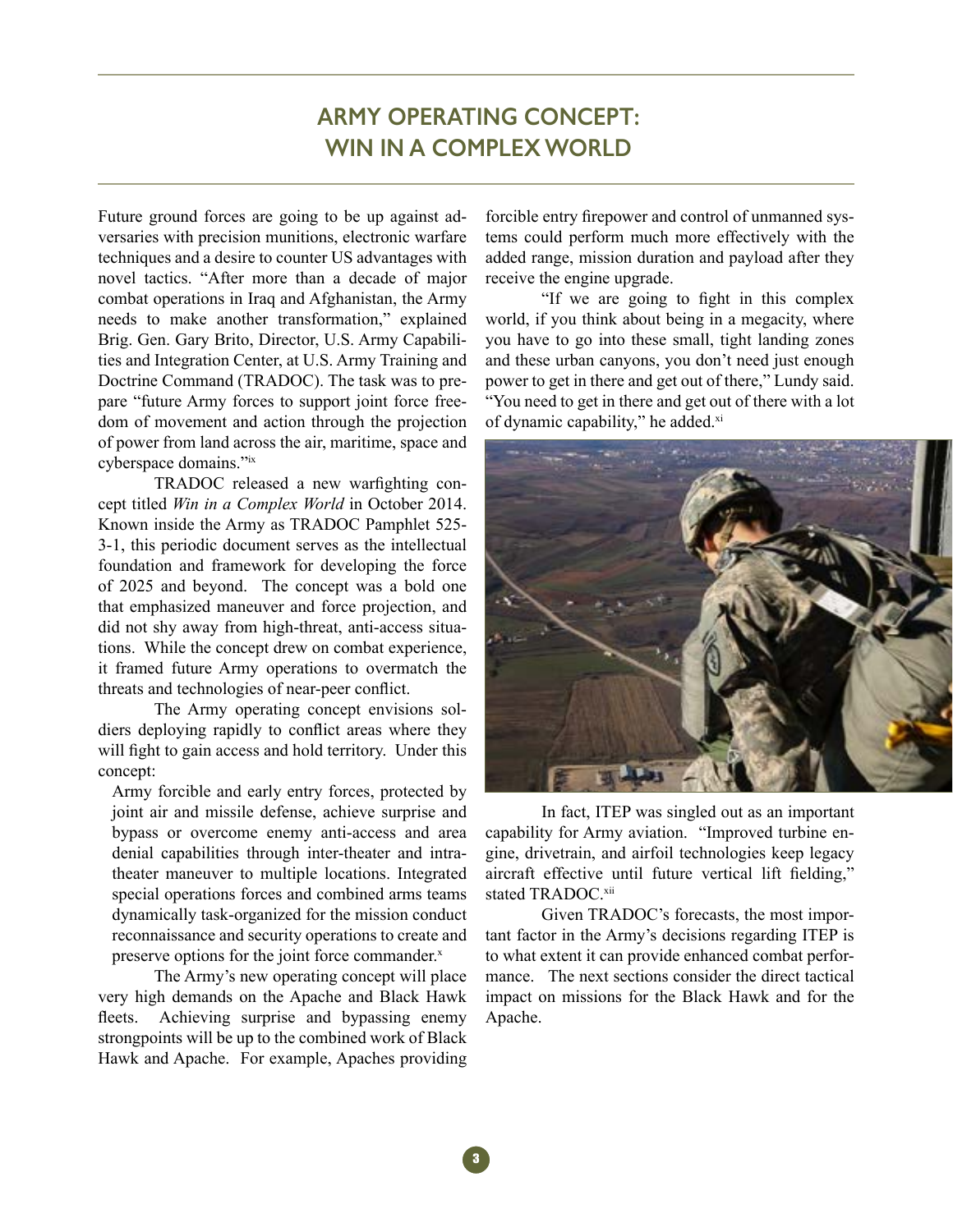# ARMY OPERATING CONCEPT: WIN IN A COMPLEX WORLD

Future ground forces are going to be up against adversaries with precision munitions, electronic warfare techniques and a desire to counter US advantages with novel tactics. "After more than a decade of major combat operations in Iraq and Afghanistan, the Army needs to make another transformation," explained Brig. Gen. Gary Brito, Director, U.S. Army Capabilities and Integration Center, at U.S. Army Training and Doctrine Command (TRADOC). The task was to prepare "future Army forces to support joint force freedom of movement and action through the projection of power from land across the air, maritime, space and cyberspace domains."[ix]

TRADOC released a new warfighting concept titled *Win in a Complex World* in October 2014. Known inside the Army as TRADOC Pamphlet 525-3-1, this periodic document serves as the intellectual foundation and framework for developing the force of 2025 and beyond. The concept was a bold one that emphasized maneuver and force projection, and did not shy away from high-threat, anti-access situations. While the concept drew on combat experience, it framed future Army operations to overmatch the threats and technologies of near-peer conflict.

The Army operating concept envisions soldiers deploying rapidly to conflict areas where they will fight to gain access and hold territory. Under this concept:

> Army forcible and early entry forces, protected by joint air and missile defense, achieve surprise and bypass or overcome enemy anti-access and area denial capabilities through inter-theater and intra-theater maneuver to multiple locations. Integrated special operations forces and combined arms teams dynamically task-organized for the mission conduct reconnaissance and security operations to create and preserve options for the joint force commander.[x]

The Army's new operating concept will place very high demands on the Apache and Black Hawk fleets. Achieving surprise and bypassing enemy strongpoints will be up to the combined work of Black Hawk and Apache. For example, Apaches providing forcible entry firepower and control of unmanned systems could perform much more effectively with the added range, mission duration and payload after they receive the engine upgrade.

"If we are going to fight in this complex world, if you think about being in a megacity, where you have to go into these small, tight landing zones and these urban canyons, you don't need just enough power to get in there and get out of there," Lundy said. "You need to get in there and get out of there with a lot of dynamic capability," he added.[xi]

In fact, ITEP was singled out as an important capability for Army aviation. "Improved turbine engine, drivetrain, and airfoil technologies keep legacy aircraft effective until future vertical lift fielding," stated TRADOC.[xii]

Given TRADOC's forecasts, the most important factor in the Army's decisions regarding ITEP is to what extent it can provide enhanced combat performance. The next sections consider the direct tactical impact on missions for the Black Hawk and for the Apache.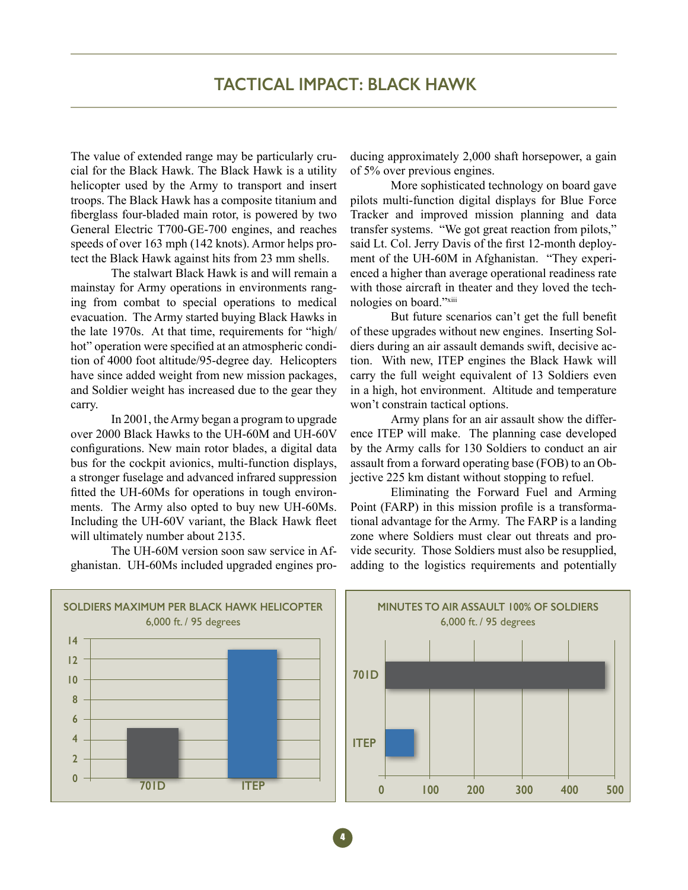# TACTICAL IMPACT: BLACK HAWK

The value of extended range may be particularly crucial for the Black Hawk. The Black Hawk is a utility helicopter used by the Army to transport and insert troops. The Black Hawk has a composite titanium and fiberglass four-bladed main rotor, is powered by two General Electric T700-GE-700 engines, and reaches speeds of over 163 mph (142 knots). Armor helps protect the Black Hawk against hits from 23 mm shells.

The stalwart Black Hawk is and will remain a mainstay for Army operations in environments ranging from combat to special operations to medical evacuation. The Army started buying Black Hawks in the late 1970s. At that time, requirements for "high/hot" operation were specified at an atmospheric condition of 4000 foot altitude/95-degree day. Helicopters have since added weight from new mission packages, and Soldier weight has increased due to the gear they carry.

In 2001, the Army began a program to upgrade over 2000 Black Hawks to the UH-60M and UH-60V configurations. New main rotor blades, a digital data bus for the cockpit avionics, multi-function displays, a stronger fuselage and advanced infrared suppression fitted the UH-60Ms for operations in tough environments. The Army also opted to buy new UH-60Ms. Including the UH-60V variant, the Black Hawk fleet will ultimately number about 2135.

The UH-60M version soon saw service in Afghanistan. UH-60Ms included upgraded engines producing approximately 2,000 shaft horsepower, a gain of 5% over previous engines.

More sophisticated technology on board gave pilots multi-function digital displays for Blue Force Tracker and improved mission planning and data transfer systems. "We got great reaction from pilots," said Lt. Col. Jerry Davis of the first 12-month deployment of the UH-60M in Afghanistan. "They experienced a higher than average operational readiness rate with those aircraft in theater and they loved the technologies on board."[xiii]

But future scenarios can't get the full benefit of these upgrades without new engines. Inserting Soldiers during an air assault demands swift, decisive action. With new, ITEP engines the Black Hawk will carry the full weight equivalent of 13 Soldiers even in a high, hot environment. Altitude and temperature won't constrain tactical options.

Army plans for an air assault show the difference ITEP will make. The planning case developed by the Army calls for 130 Soldiers to conduct an air assault from a forward operating base (FOB) to an Objective 225 km distant without stopping to refuel.

Eliminating the Forward Fuel and Arming Point (FARP) in this mission profile is a transformational advantage for the Army. The FARP is a landing zone where Soldiers must clear out threats and provide security. Those Soldiers must also be resupplied, adding to the logistics requirements and potentially

**SOLDIERS MAXIMUM PER BLACK HAWK HELICOPTER**
6,000 ft. / 95 degrees

| Engine | Soldiers (approx.) |
|---|---|
| 701D | 5 |
| ITEP | 13 |

**MINUTES TO AIR ASSAULT 100% OF SOLDIERS**
6,000 ft. / 95 degrees

| Engine | Minutes (approx.) |
|---|---|
| 701D | ~475 |
| ITEP | ~60 |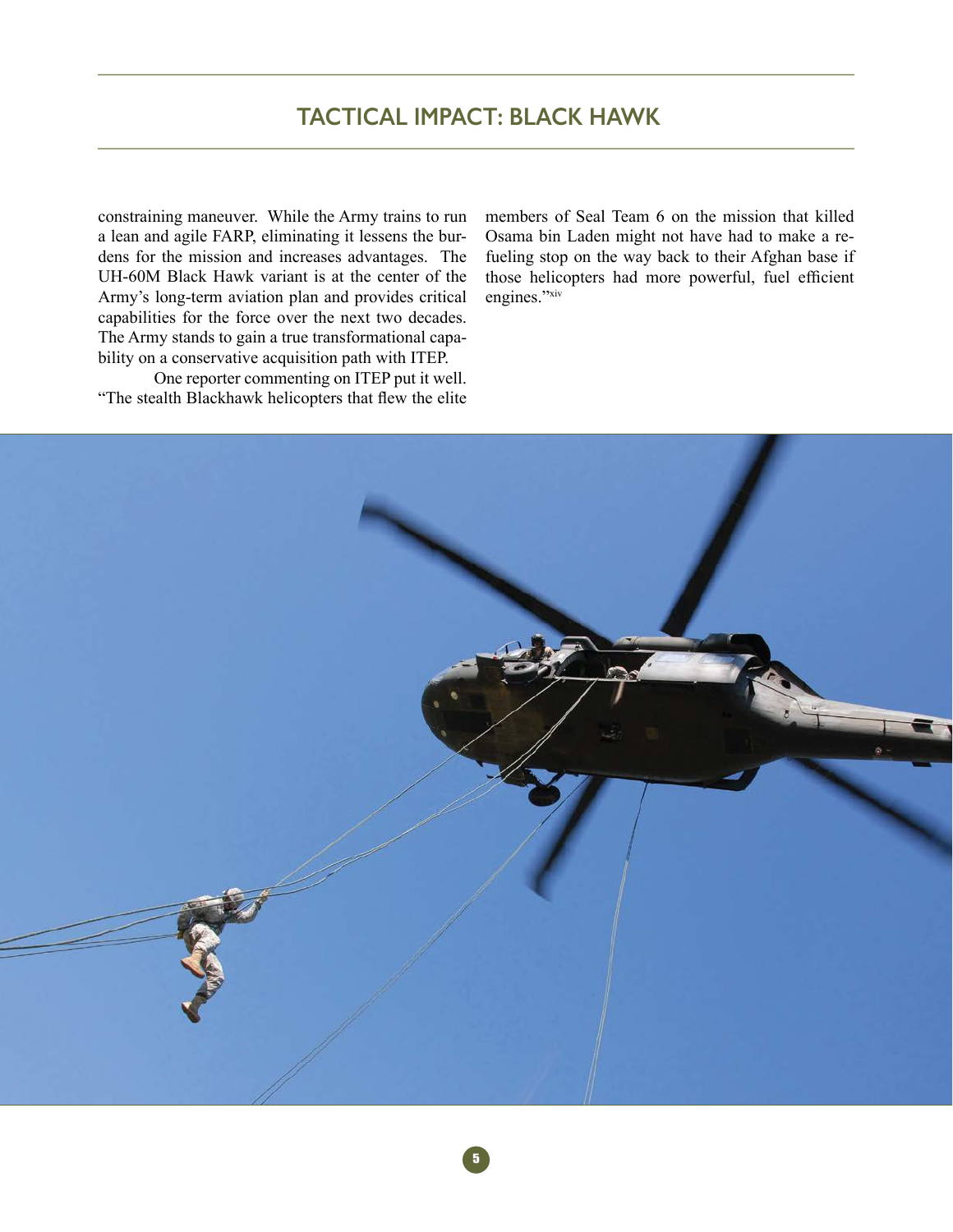## TACTICAL IMPACT: BLACK HAWK

constraining maneuver. While the Army trains to run a lean and agile FARP, eliminating it lessens the burdens for the mission and increases advantages. The UH-60M Black Hawk variant is at the center of the Army's long-term aviation plan and provides critical capabilities for the force over the next two decades. The Army stands to gain a true transformational capability on a conservative acquisition path with ITEP.

One reporter commenting on ITEP put it well. "The stealth Blackhawk helicopters that flew the elite members of Seal Team 6 on the mission that killed Osama bin Laden might not have had to make a refueling stop on the way back to their Afghan base if those helicopters had more powerful, fuel efficient engines."[xiv]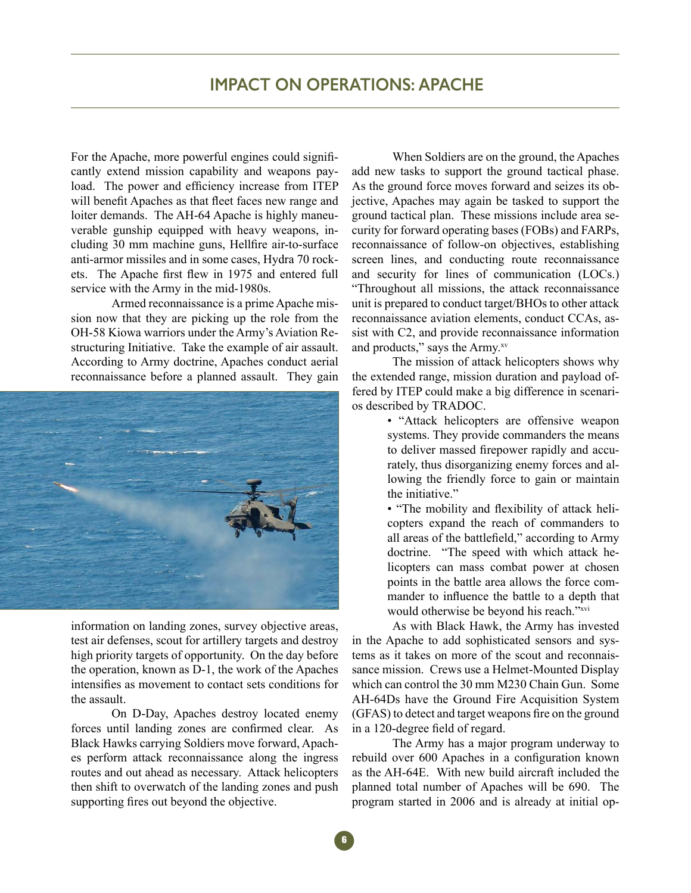# IMPACT ON OPERATIONS: APACHE

For the Apache, more powerful engines could significantly extend mission capability and weapons payload. The power and efficiency increase from ITEP will benefit Apaches as that fleet faces new range and loiter demands. The AH-64 Apache is highly maneuverable gunship equipped with heavy weapons, including 30 mm machine guns, Hellfire air-to-surface anti-armor missiles and in some cases, Hydra 70 rockets. The Apache first flew in 1975 and entered full service with the Army in the mid-1980s.

Armed reconnaissance is a prime Apache mission now that they are picking up the role from the OH-58 Kiowa warriors under the Army's Aviation Restructuring Initiative. Take the example of air assault. According to Army doctrine, Apaches conduct aerial reconnaissance before a planned assault. They gain information on landing zones, survey objective areas, test air defenses, scout for artillery targets and destroy high priority targets of opportunity. On the day before the operation, known as D-1, the work of the Apaches intensifies as movement to contact sets conditions for the assault.

On D-Day, Apaches destroy located enemy forces until landing zones are confirmed clear. As Black Hawks carrying Soldiers move forward, Apaches perform attack reconnaissance along the ingress routes and out ahead as necessary. Attack helicopters then shift to overwatch of the landing zones and push supporting fires out beyond the objective.

When Soldiers are on the ground, the Apaches add new tasks to support the ground tactical phase. As the ground force moves forward and seizes its objective, Apaches may again be tasked to support the ground tactical plan. These missions include area security for forward operating bases (FOBs) and FARPs, reconnaissance of follow-on objectives, establishing screen lines, and conducting route reconnaissance and security for lines of communication (LOCs.) "Throughout all missions, the attack reconnaissance unit is prepared to conduct target/BHOs to other attack reconnaissance aviation elements, conduct CCAs, assist with C2, and provide reconnaissance information and products," says the Army.[xv]

The mission of attack helicopters shows why the extended range, mission duration and payload offered by ITEP could make a big difference in scenarios described by TRADOC.

- "Attack helicopters are offensive weapon systems. They provide commanders the means to deliver massed firepower rapidly and accurately, thus disorganizing enemy forces and allowing the friendly force to gain or maintain the initiative."
- "The mobility and flexibility of attack helicopters expand the reach of commanders to all areas of the battlefield," according to Army doctrine. "The speed with which attack helicopters can mass combat power at chosen points in the battle area allows the force commander to influence the battle to a depth that would otherwise be beyond his reach."[xvi]

As with Black Hawk, the Army has invested in the Apache to add sophisticated sensors and systems as it takes on more of the scout and reconnaissance mission. Crews use a Helmet-Mounted Display which can control the 30 mm M230 Chain Gun. Some AH-64Ds have the Ground Fire Acquisition System (GFAS) to detect and target weapons fire on the ground in a 120-degree field of regard.

The Army has a major program underway to rebuild over 600 Apaches in a configuration known as the AH-64E. With new build aircraft included the planned total number of Apaches will be 690. The program started in 2006 and is already at initial op-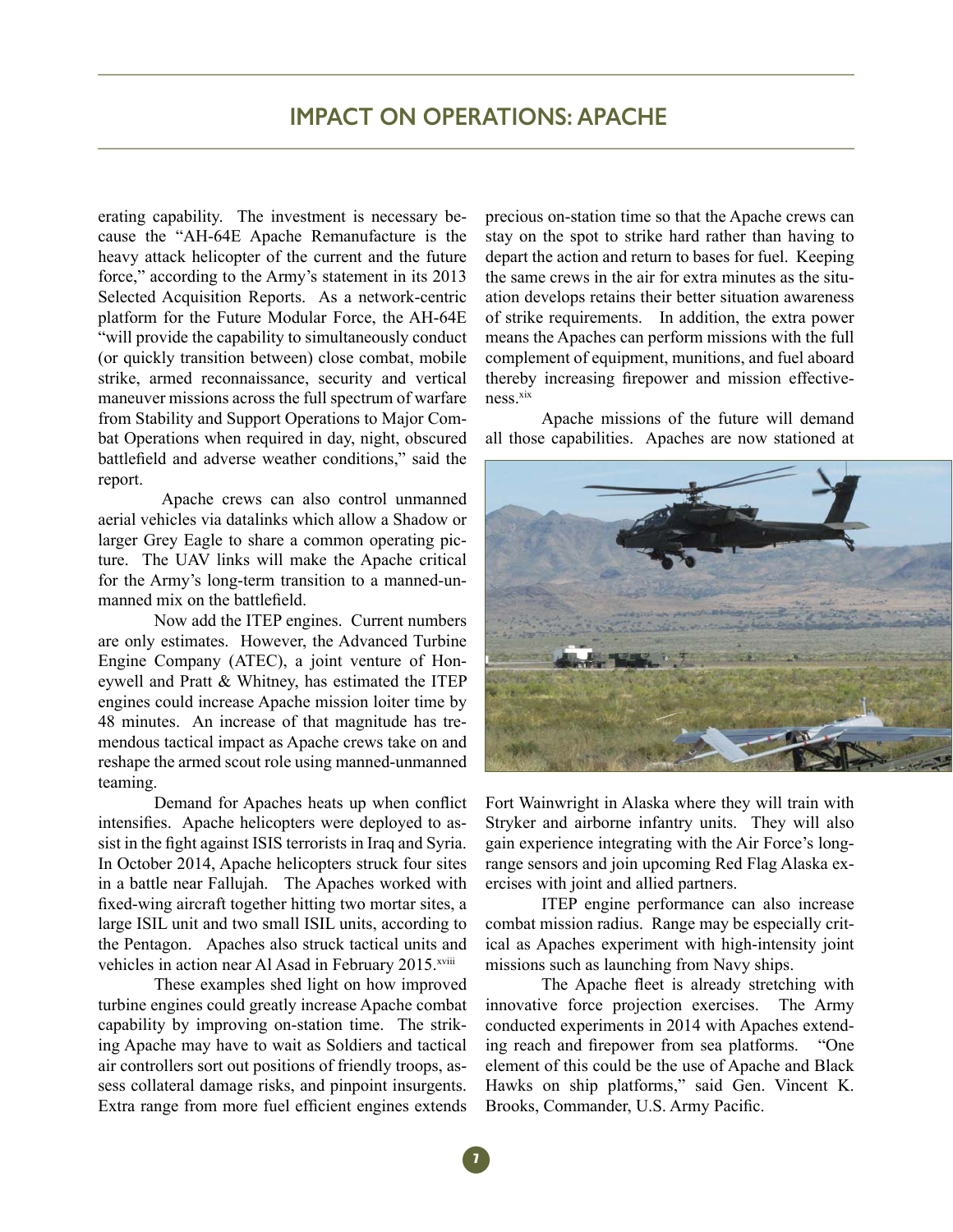## IMPACT ON OPERATIONS: APACHE

erating capability. The investment is necessary because the "AH-64E Apache Remanufacture is the heavy attack helicopter of the current and the future force," according to the Army's statement in its 2013 Selected Acquisition Reports. As a network-centric platform for the Future Modular Force, the AH-64E "will provide the capability to simultaneously conduct (or quickly transition between) close combat, mobile strike, armed reconnaissance, security and vertical maneuver missions across the full spectrum of warfare from Stability and Support Operations to Major Combat Operations when required in day, night, obscured battlefield and adverse weather conditions," said the report.

Apache crews can also control unmanned aerial vehicles via datalinks which allow a Shadow or larger Grey Eagle to share a common operating picture. The UAV links will make the Apache critical for the Army's long-term transition to a manned-unmanned mix on the battlefield.

Now add the ITEP engines. Current numbers are only estimates. However, the Advanced Turbine Engine Company (ATEC), a joint venture of Honeywell and Pratt & Whitney, has estimated the ITEP engines could increase Apache mission loiter time by 48 minutes. An increase of that magnitude has tremendous tactical impact as Apache crews take on and reshape the armed scout role using manned-unmanned teaming.

Demand for Apaches heats up when conflict intensifies. Apache helicopters were deployed to assist in the fight against ISIS terrorists in Iraq and Syria. In October 2014, Apache helicopters struck four sites in a battle near Fallujah. The Apaches worked with fixed-wing aircraft together hitting two mortar sites, a large ISIL unit and two small ISIL units, according to the Pentagon. Apaches also struck tactical units and vehicles in action near Al Asad in February 2015.[xviii]

These examples shed light on how improved turbine engines could greatly increase Apache combat capability by improving on-station time. The striking Apache may have to wait as Soldiers and tactical air controllers sort out positions of friendly troops, assess collateral damage risks, and pinpoint insurgents. Extra range from more fuel efficient engines extends precious on-station time so that the Apache crews can stay on the spot to strike hard rather than having to depart the action and return to bases for fuel. Keeping the same crews in the air for extra minutes as the situation develops retains their better situation awareness of strike requirements. In addition, the extra power means the Apaches can perform missions with the full complement of equipment, munitions, and fuel aboard thereby increasing firepower and mission effectiveness.[xix]

Apache missions of the future will demand all those capabilities. Apaches are now stationed at Fort Wainwright in Alaska where they will train with Stryker and airborne infantry units. They will also gain experience integrating with the Air Force's long-range sensors and join upcoming Red Flag Alaska exercises with joint and allied partners.

ITEP engine performance can also increase combat mission radius. Range may be especially critical as Apaches experiment with high-intensity joint missions such as launching from Navy ships.

The Apache fleet is already stretching with innovative force projection exercises. The Army conducted experiments in 2014 with Apaches extending reach and firepower from sea platforms. "One element of this could be the use of Apache and Black Hawks on ship platforms," said Gen. Vincent K. Brooks, Commander, U.S. Army Pacific.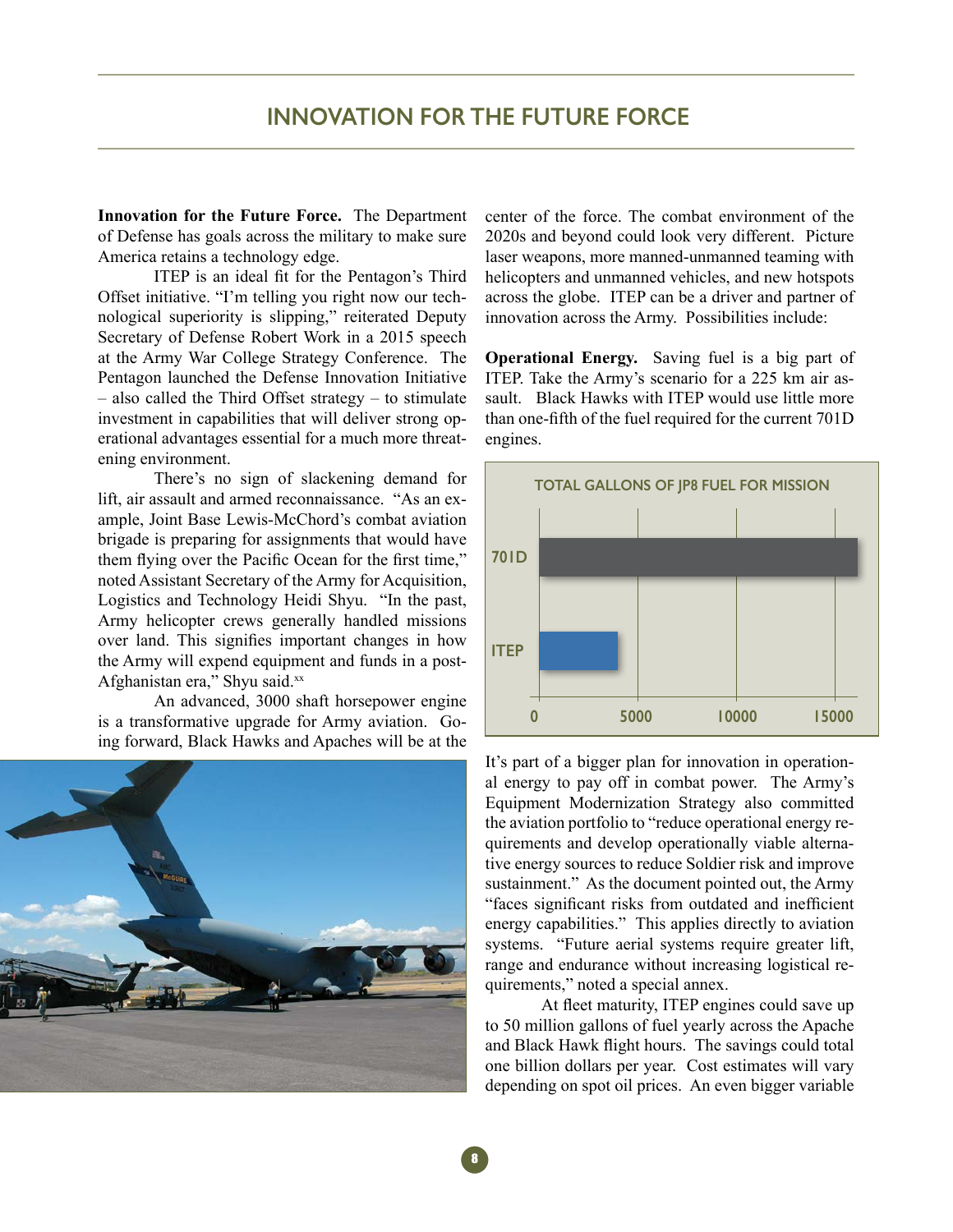## INNOVATION FOR THE FUTURE FORCE

**Innovation for the Future Force.** The Department of Defense has goals across the military to make sure America retains a technology edge.

ITEP is an ideal fit for the Pentagon's Third Offset initiative. "I'm telling you right now our technological superiority is slipping," reiterated Deputy Secretary of Defense Robert Work in a 2015 speech at the Army War College Strategy Conference. The Pentagon launched the Defense Innovation Initiative – also called the Third Offset strategy – to stimulate investment in capabilities that will deliver strong operational advantages essential for a much more threatening environment.

There's no sign of slackening demand for lift, air assault and armed reconnaissance. "As an example, Joint Base Lewis-McChord's combat aviation brigade is preparing for assignments that would have them flying over the Pacific Ocean for the first time," noted Assistant Secretary of the Army for Acquisition, Logistics and Technology Heidi Shyu. "In the past, Army helicopter crews generally handled missions over land. This signifies important changes in how the Army will expend equipment and funds in a post-Afghanistan era," Shyu said.[xx]

An advanced, 3000 shaft horsepower engine is a transformative upgrade for Army aviation. Going forward, Black Hawks and Apaches will be at the center of the force. The combat environment of the 2020s and beyond could look very different. Picture laser weapons, more manned-unmanned teaming with helicopters and unmanned vehicles, and new hotspots across the globe. ITEP can be a driver and partner of innovation across the Army. Possibilities include:

**Operational Energy.** Saving fuel is a big part of ITEP. Take the Army's scenario for a 225 km air assault. Black Hawks with ITEP would use little more than one-fifth of the fuel required for the current 701D engines.

TOTAL GALLONS OF JP8 FUEL FOR MISSION

| Engine | Total gallons of JP8 fuel for mission (approx., read from chart) |
|---|---|
| 701D | ~16,000 |
| ITEP | ~4,000 |

It's part of a bigger plan for innovation in operational energy to pay off in combat power. The Army's Equipment Modernization Strategy also committed the aviation portfolio to "reduce operational energy requirements and develop operationally viable alternative energy sources to reduce Soldier risk and improve sustainment." As the document pointed out, the Army "faces significant risks from outdated and inefficient energy capabilities." This applies directly to aviation systems. "Future aerial systems require greater lift, range and endurance without increasing logistical requirements," noted a special annex.

At fleet maturity, ITEP engines could save up to 50 million gallons of fuel yearly across the Apache and Black Hawk flight hours. The savings could total one billion dollars per year. Cost estimates will vary depending on spot oil prices. An even bigger variable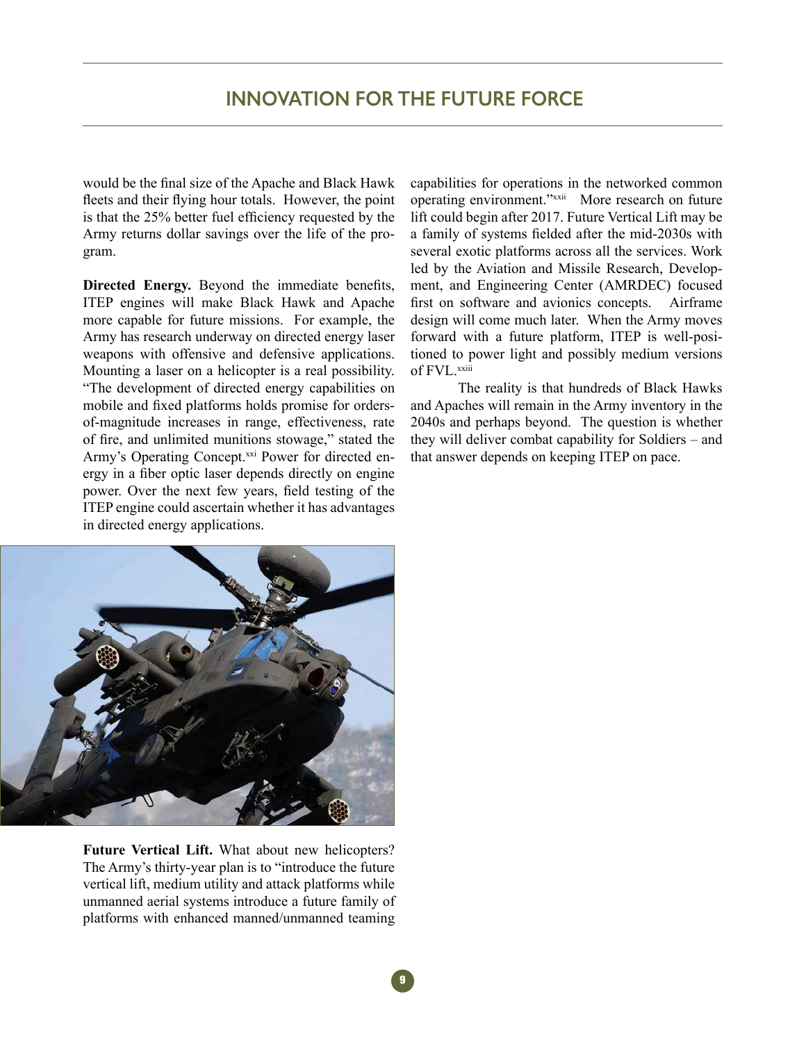would be the final size of the Apache and Black Hawk fleets and their flying hour totals. However, the point is that the 25% better fuel efficiency requested by the Army returns dollar savings over the life of the program.

**Directed Energy.** Beyond the immediate benefits, ITEP engines will make Black Hawk and Apache more capable for future missions. For example, the Army has research underway on directed energy laser weapons with offensive and defensive applications. Mounting a laser on a helicopter is a real possibility. "The development of directed energy capabilities on mobile and fixed platforms holds promise for orders-of-magnitude increases in range, effectiveness, rate of fire, and unlimited munitions stowage," stated the Army's Operating Concept.[xxi] Power for directed energy in a fiber optic laser depends directly on engine power. Over the next few years, field testing of the ITEP engine could ascertain whether it has advantages in directed energy applications.

**Future Vertical Lift.** What about new helicopters? The Army's thirty-year plan is to "introduce the future vertical lift, medium utility and attack platforms while unmanned aerial systems introduce a future family of platforms with enhanced manned/unmanned teaming capabilities for operations in the networked common operating environment."[xxii] More research on future lift could begin after 2017. Future Vertical Lift may be a family of systems fielded after the mid-2030s with several exotic platforms across all the services. Work led by the Aviation and Missile Research, Development, and Engineering Center (AMRDEC) focused first on software and avionics concepts. Airframe design will come much later. When the Army moves forward with a future platform, ITEP is well-positioned to power light and possibly medium versions of FVL.[xxiii]

The reality is that hundreds of Black Hawks and Apaches will remain in the Army inventory in the 2040s and perhaps beyond. The question is whether they will deliver combat capability for Soldiers – and that answer depends on keeping ITEP on pace.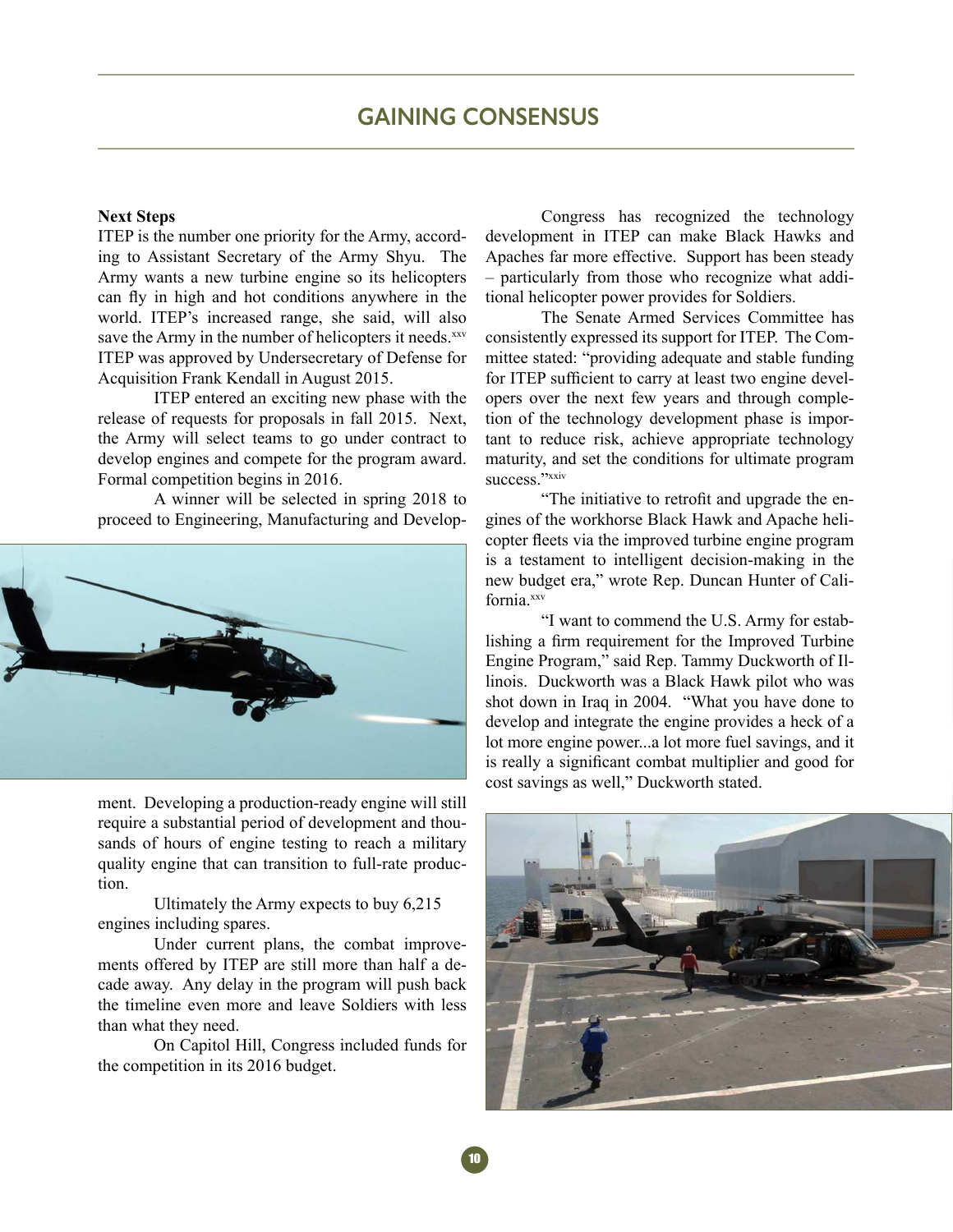## GAINING CONSENSUS

**Next Steps**

ITEP is the number one priority for the Army, according to Assistant Secretary of the Army Shyu. The Army wants a new turbine engine so its helicopters can fly in high and hot conditions anywhere in the world. ITEP's increased range, she said, will also save the Army in the number of helicopters it needs.[xxv] ITEP was approved by Undersecretary of Defense for Acquisition Frank Kendall in August 2015.

ITEP entered an exciting new phase with the release of requests for proposals in fall 2015. Next, the Army will select teams to go under contract to develop engines and compete for the program award. Formal competition begins in 2016.

A winner will be selected in spring 2018 to proceed to Engineering, Manufacturing and Development. Developing a production-ready engine will still require a substantial period of development and thousands of hours of engine testing to reach a military quality engine that can transition to full-rate production.

Ultimately the Army expects to buy 6,215 engines including spares.

Under current plans, the combat improvements offered by ITEP are still more than half a decade away. Any delay in the program will push back the timeline even more and leave Soldiers with less than what they need.

On Capitol Hill, Congress included funds for the competition in its 2016 budget.

Congress has recognized the technology development in ITEP can make Black Hawks and Apaches far more effective. Support has been steady – particularly from those who recognize what additional helicopter power provides for Soldiers.

The Senate Armed Services Committee has consistently expressed its support for ITEP. The Committee stated: "providing adequate and stable funding for ITEP sufficient to carry at least two engine developers over the next few years and through completion of the technology development phase is important to reduce risk, achieve appropriate technology maturity, and set the conditions for ultimate program success."[xxiv]

"The initiative to retrofit and upgrade the engines of the workhorse Black Hawk and Apache helicopter fleets via the improved turbine engine program is a testament to intelligent decision-making in the new budget era," wrote Rep. Duncan Hunter of California.[xxv]

"I want to commend the U.S. Army for establishing a firm requirement for the Improved Turbine Engine Program," said Rep. Tammy Duckworth of Illinois. Duckworth was a Black Hawk pilot who was shot down in Iraq in 2004. "What you have done to develop and integrate the engine provides a heck of a lot more engine power...a lot more fuel savings, and it is really a significant combat multiplier and good for cost savings as well," Duckworth stated.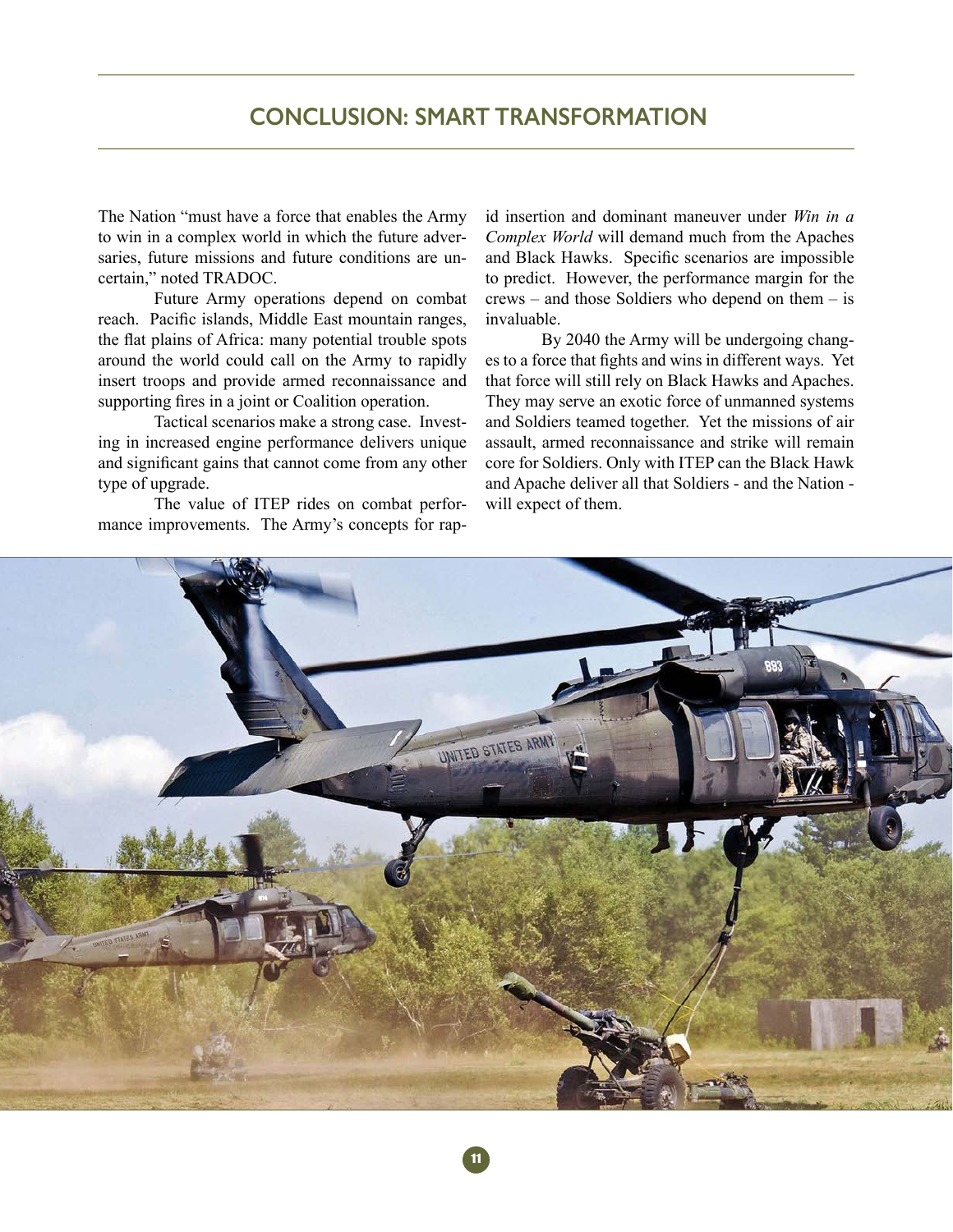## CONCLUSION: SMART TRANSFORMATION

The Nation "must have a force that enables the Army to win in a complex world in which the future adversaries, future missions and future conditions are uncertain," noted TRADOC.

Future Army operations depend on combat reach. Pacific islands, Middle East mountain ranges, the flat plains of Africa: many potential trouble spots around the world could call on the Army to rapidly insert troops and provide armed reconnaissance and supporting fires in a joint or Coalition operation.

Tactical scenarios make a strong case. Investing in increased engine performance delivers unique and significant gains that cannot come from any other type of upgrade.

The value of ITEP rides on combat performance improvements. The Army's concepts for rapid insertion and dominant maneuver under *Win in a Complex World* will demand much from the Apaches and Black Hawks. Specific scenarios are impossible to predict. However, the performance margin for the crews – and those Soldiers who depend on them – is invaluable.

By 2040 the Army will be undergoing changes to a force that fights and wins in different ways. Yet that force will still rely on Black Hawks and Apaches. They may serve an exotic force of unmanned systems and Soldiers teamed together. Yet the missions of air assault, armed reconnaissance and strike will remain core for Soldiers. Only with ITEP can the Black Hawk and Apache deliver all that Soldiers - and the Nation - will expect of them.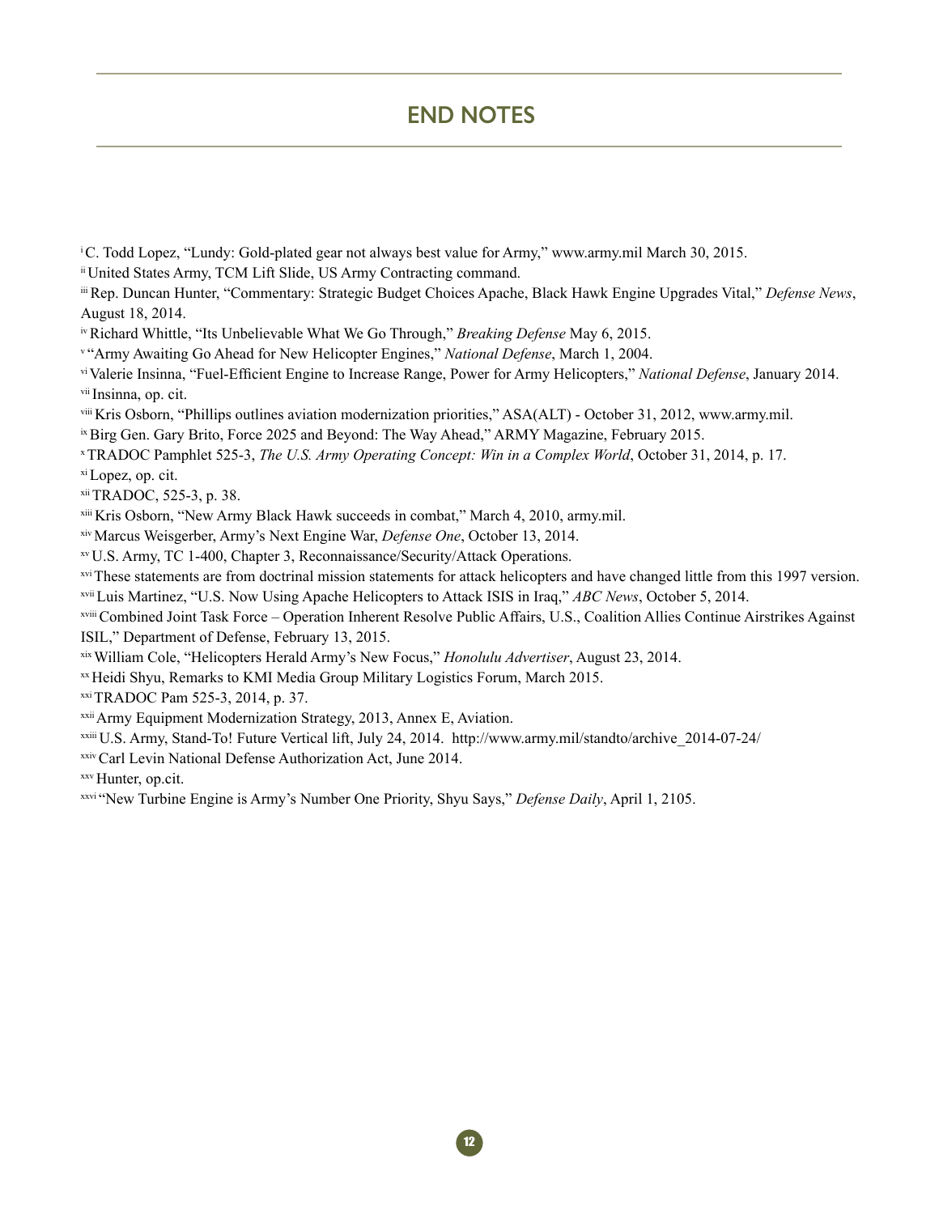# END NOTES

[i] C. Todd Lopez, "Lundy: Gold-plated gear not always best value for Army," www.army.mil March 30, 2015.

[ii] United States Army, TCM Lift Slide, US Army Contracting command.

[iii] Rep. Duncan Hunter, "Commentary: Strategic Budget Choices Apache, Black Hawk Engine Upgrades Vital," *Defense News*, August 18, 2014.

[iv] Richard Whittle, "Its Unbelievable What We Go Through," *Breaking Defense* May 6, 2015.

[v] "Army Awaiting Go Ahead for New Helicopter Engines," *National Defense*, March 1, 2004.

[vi] Valerie Insinna, "Fuel-Efficient Engine to Increase Range, Power for Army Helicopters," *National Defense*, January 2014.

[vii] Insinna, op. cit.

[viii] Kris Osborn, "Phillips outlines aviation modernization priorities," ASA(ALT) - October 31, 2012, www.army.mil.

[ix] Birg Gen. Gary Brito, Force 2025 and Beyond: The Way Ahead," ARMY Magazine, February 2015.

[x] TRADOC Pamphlet 525-3, *The U.S. Army Operating Concept: Win in a Complex World*, October 31, 2014, p. 17.

[xi] Lopez, op. cit.

[xii] TRADOC, 525-3, p. 38.

[xiii] Kris Osborn, "New Army Black Hawk succeeds in combat," March 4, 2010, army.mil.

[xiv] Marcus Weisgerber, Army's Next Engine War, *Defense One*, October 13, 2014.

[xv] U.S. Army, TC 1-400, Chapter 3, Reconnaissance/Security/Attack Operations.

[xvi] These statements are from doctrinal mission statements for attack helicopters and have changed little from this 1997 version.

[xvii] Luis Martinez, "U.S. Now Using Apache Helicopters to Attack ISIS in Iraq," *ABC News*, October 5, 2014.

[xviii] Combined Joint Task Force – Operation Inherent Resolve Public Affairs, U.S., Coalition Allies Continue Airstrikes Against ISIL," Department of Defense, February 13, 2015.

[xix] William Cole, "Helicopters Herald Army's New Focus," *Honolulu Advertiser*, August 23, 2014.

[xx] Heidi Shyu, Remarks to KMI Media Group Military Logistics Forum, March 2015.

[xxi] TRADOC Pam 525-3, 2014, p. 37.

[xxii] Army Equipment Modernization Strategy, 2013, Annex E, Aviation.

[xxiii] U.S. Army, Stand-To! Future Vertical lift, July 24, 2014. http://www.army.mil/standto/archive_2014-07-24/

[xxiv] Carl Levin National Defense Authorization Act, June 2014.

[xxv] Hunter, op.cit.

[xxvi] "New Turbine Engine is Army's Number One Priority, Shyu Says," *Defense Daily*, April 1, 2105.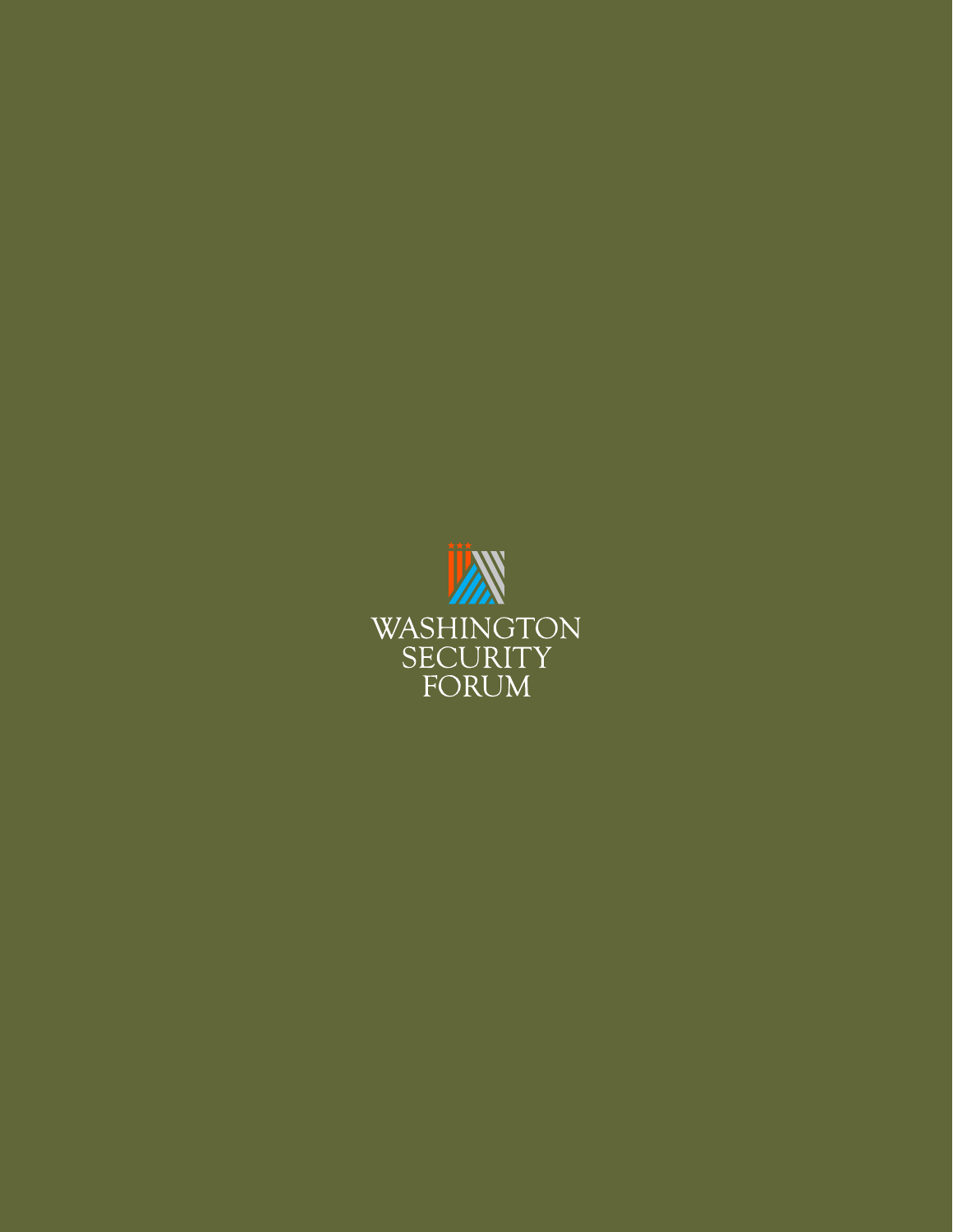WASHINGTON
SECURITY
FORUM